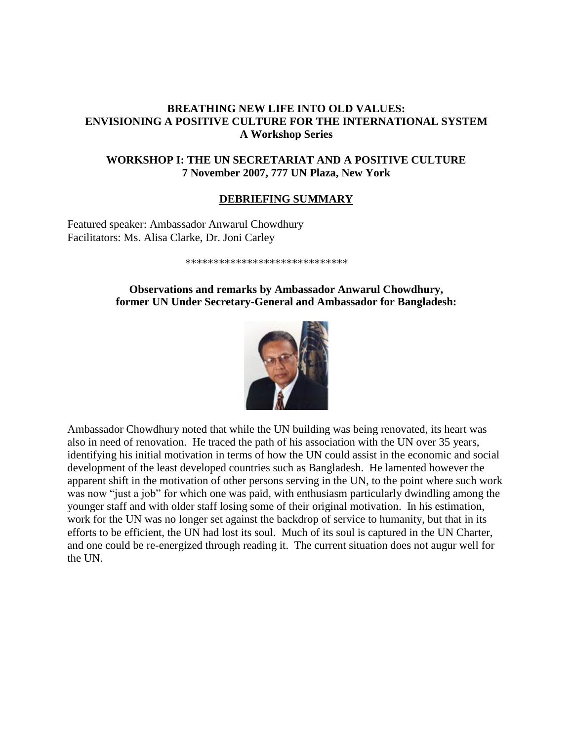**BREATHING NEW LIFE INTO OLD VALUES:**
**ENVISIONING A POSITIVE CULTURE FOR THE INTERNATIONAL SYSTEM**
**A Workshop Series**

**WORKSHOP I: THE UN SECRETARIAT AND A POSITIVE CULTURE**
**7 November 2007, 777 UN Plaza, New York**

## DEBRIEFING SUMMARY

Featured speaker: Ambassador Anwarul Chowdhury
Facilitators: Ms. Alisa Clarke, Dr. Joni Carley

*****************************

**Observations and remarks by Ambassador Anwarul Chowdhury, former UN Under Secretary-General and Ambassador for Bangladesh:**

Ambassador Chowdhury noted that while the UN building was being renovated, its heart was also in need of renovation. He traced the path of his association with the UN over 35 years, identifying his initial motivation in terms of how the UN could assist in the economic and social development of the least developed countries such as Bangladesh. He lamented however the apparent shift in the motivation of other persons serving in the UN, to the point where such work was now "just a job" for which one was paid, with enthusiasm particularly dwindling among the younger staff and with older staff losing some of their original motivation. In his estimation, work for the UN was no longer set against the backdrop of service to humanity, but that in its efforts to be efficient, the UN had lost its soul. Much of its soul is captured in the UN Charter, and one could be re-energized through reading it. The current situation does not augur well for the UN.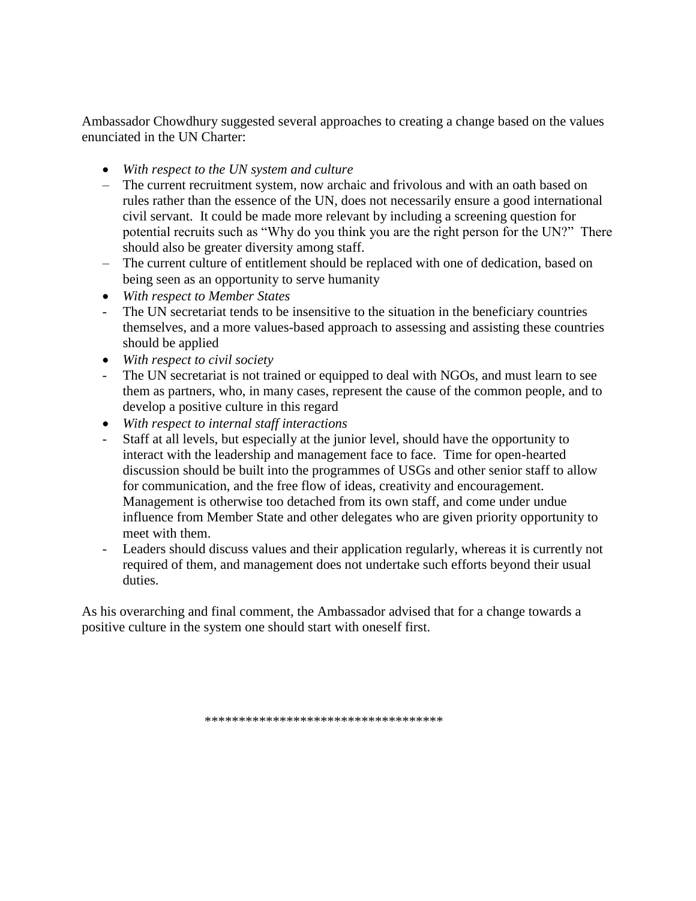Ambassador Chowdhury suggested several approaches to creating a change based on the values enunciated in the UN Charter:

- *With respect to the UN system and culture*
  - The current recruitment system, now archaic and frivolous and with an oath based on rules rather than the essence of the UN, does not necessarily ensure a good international civil servant. It could be made more relevant by including a screening question for potential recruits such as "Why do you think you are the right person for the UN?" There should also be greater diversity among staff.
  - The current culture of entitlement should be replaced with one of dedication, based on being seen as an opportunity to serve humanity
- *With respect to Member States*
  - The UN secretariat tends to be insensitive to the situation in the beneficiary countries themselves, and a more values-based approach to assessing and assisting these countries should be applied
- *With respect to civil society*
  - The UN secretariat is not trained or equipped to deal with NGOs, and must learn to see them as partners, who, in many cases, represent the cause of the common people, and to develop a positive culture in this regard
- *With respect to internal staff interactions*
  - Staff at all levels, but especially at the junior level, should have the opportunity to interact with the leadership and management face to face. Time for open-hearted discussion should be built into the programmes of USGs and other senior staff to allow for communication, and the free flow of ideas, creativity and encouragement. Management is otherwise too detached from its own staff, and come under undue influence from Member State and other delegates who are given priority opportunity to meet with them.
  - Leaders should discuss values and their application regularly, whereas it is currently not required of them, and management does not undertake such efforts beyond their usual duties.

As his overarching and final comment, the Ambassador advised that for a change towards a positive culture in the system one should start with oneself first.

***********************************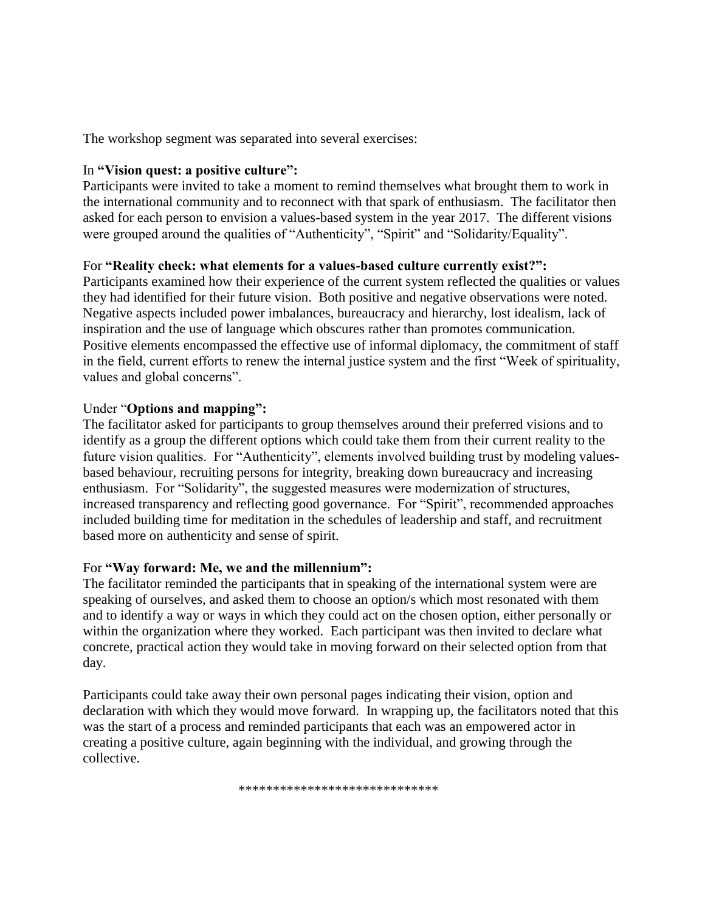The workshop segment was separated into several exercises:

In **"Vision quest: a positive culture":**
Participants were invited to take a moment to remind themselves what brought them to work in the international community and to reconnect with that spark of enthusiasm. The facilitator then asked for each person to envision a values-based system in the year 2017. The different visions were grouped around the qualities of "Authenticity", "Spirit" and "Solidarity/Equality".

For **"Reality check: what elements for a values-based culture currently exist?":**
Participants examined how their experience of the current system reflected the qualities or values they had identified for their future vision. Both positive and negative observations were noted. Negative aspects included power imbalances, bureaucracy and hierarchy, lost idealism, lack of inspiration and the use of language which obscures rather than promotes communication. Positive elements encompassed the effective use of informal diplomacy, the commitment of staff in the field, current efforts to renew the internal justice system and the first "Week of spirituality, values and global concerns".

Under "**Options and mapping":**
The facilitator asked for participants to group themselves around their preferred visions and to identify as a group the different options which could take them from their current reality to the future vision qualities. For "Authenticity", elements involved building trust by modeling values-based behaviour, recruiting persons for integrity, breaking down bureaucracy and increasing enthusiasm. For "Solidarity", the suggested measures were modernization of structures, increased transparency and reflecting good governance. For "Spirit", recommended approaches included building time for meditation in the schedules of leadership and staff, and recruitment based more on authenticity and sense of spirit.

For **"Way forward: Me, we and the millennium":**
The facilitator reminded the participants that in speaking of the international system were are speaking of ourselves, and asked them to choose an option/s which most resonated with them and to identify a way or ways in which they could act on the chosen option, either personally or within the organization where they worked. Each participant was then invited to declare what concrete, practical action they would take in moving forward on their selected option from that day.

Participants could take away their own personal pages indicating their vision, option and declaration with which they would move forward. In wrapping up, the facilitators noted that this was the start of a process and reminded participants that each was an empowered actor in creating a positive culture, again beginning with the individual, and growing through the collective.

****************************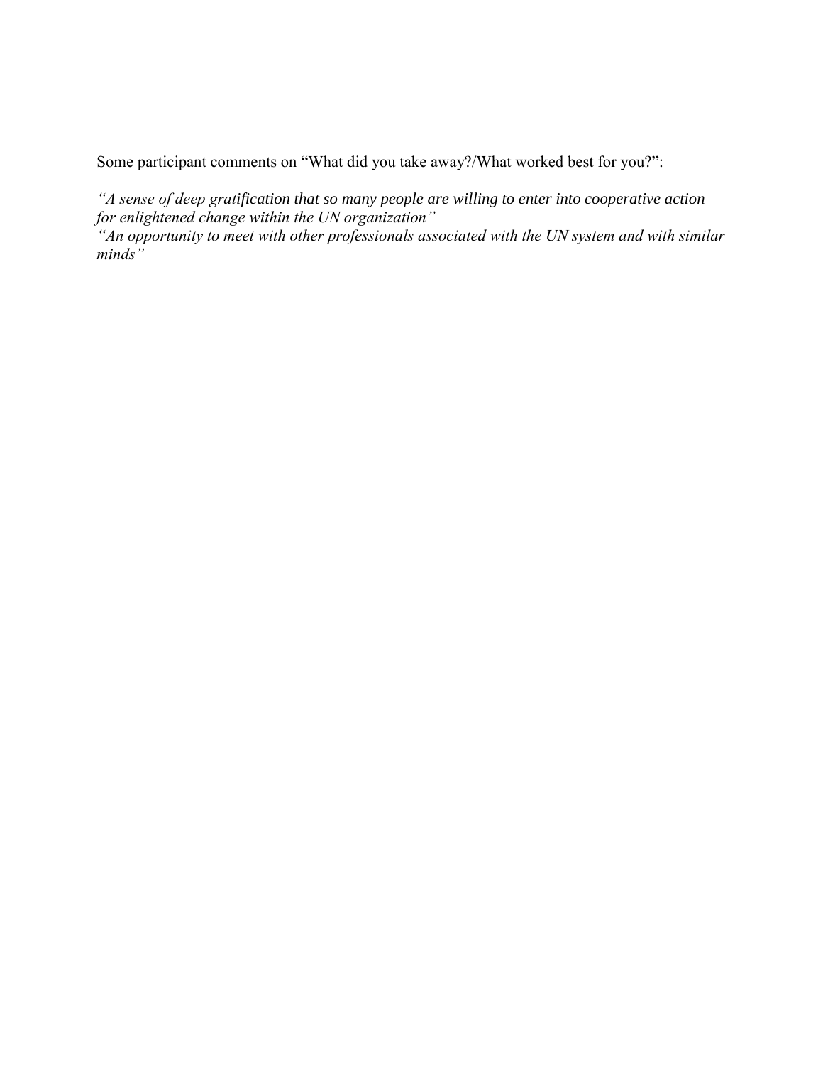Some participant comments on "What did you take away?/What worked best for you?":

*"A sense of deep gratification that so many people are willing to enter into cooperative action for enlightened change within the UN organization"*
*"An opportunity to meet with other professionals associated with the UN system and with similar minds"*